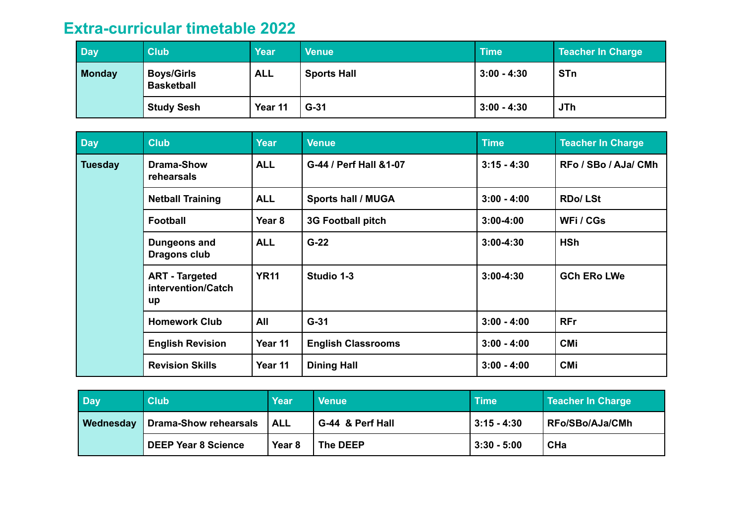# Extra-curricular timetable 2022

| Day | Club | Year | Venue | Time | Teacher In Charge |
|---|---|---|---|---|---|
| Monday | Boys/Girls Basketball | ALL | Sports Hall | 3:00 - 4:30 | STn |
| | Study Sesh | Year 11 | G-31 | 3:00 - 4:30 | JTh |

| Day | Club | Year | Venue | Time | Teacher In Charge |
|---|---|---|---|---|---|
| Tuesday | Drama-Show rehearsals | ALL | G-44 / Perf Hall &1-07 | 3:15 - 4:30 | RFo / SBo / AJa/ CMh |
| | Netball Training | ALL | Sports hall / MUGA | 3:00 - 4:00 | RDo/ LSt |
| | Football | Year 8 | 3G Football pitch | 3:00-4:00 | WFi / CGs |
| | Dungeons and Dragons club | ALL | G-22 | 3:00-4:30 | HSh |
| | ART - Targeted intervention/Catch up | YR11 | Studio 1-3 | 3:00-4:30 | GCh ERo LWe |
| | Homework Club | All | G-31 | 3:00 - 4:00 | RFr |
| | English Revision | Year 11 | English Classrooms | 3:00 - 4:00 | CMi |
| | Revision Skills | Year 11 | Dining Hall | 3:00 - 4:00 | CMi |

| Day | Club | Year | Venue | Time | Teacher In Charge |
|---|---|---|---|---|---|
| Wednesday | Drama-Show rehearsals | ALL | G-44 & Perf Hall | 3:15 - 4:30 | RFo/SBo/AJa/CMh |
| | DEEP Year 8 Science | Year 8 | The DEEP | 3:30 - 5:00 | CHa |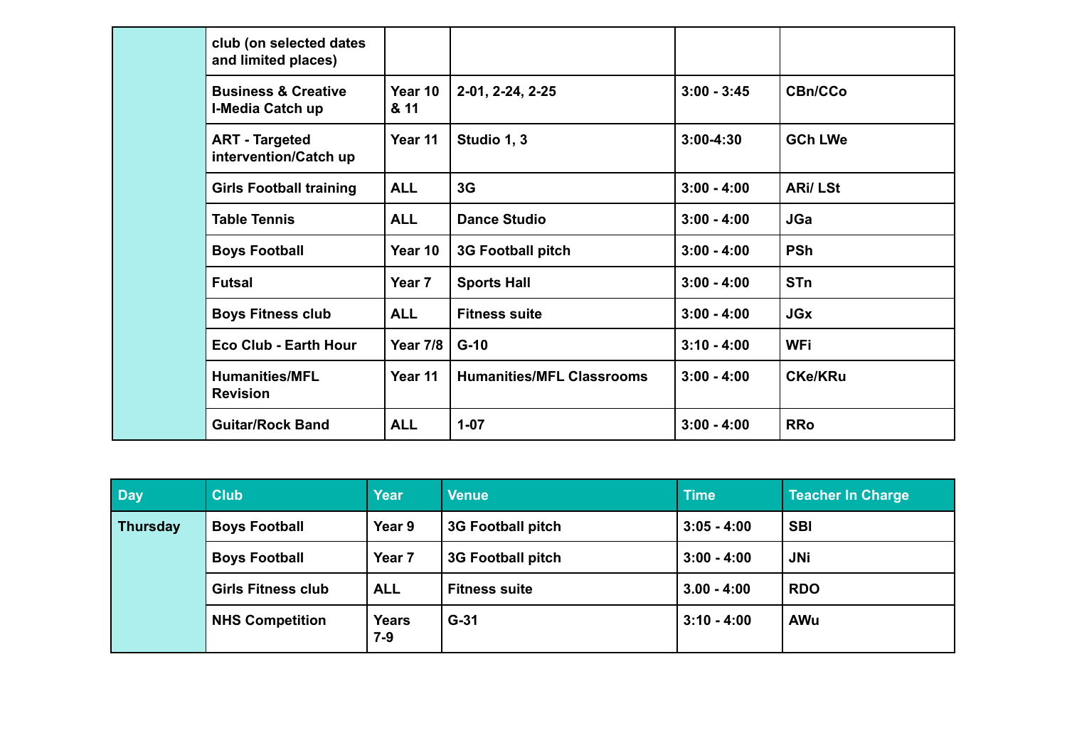| | | | | | |
|---|---|---|---|---|---|
| | club (on selected dates and limited places) | | | | |
| | Business & Creative I-Media Catch up | Year 10 & 11 | 2-01, 2-24, 2-25 | 3:00 - 3:45 | CBn/CCo |
| | ART - Targeted intervention/Catch up | Year 11 | Studio 1, 3 | 3:00-4:30 | GCh LWe |
| | Girls Football training | ALL | 3G | 3:00 - 4:00 | ARi/ LSt |
| | Table Tennis | ALL | Dance Studio | 3:00 - 4:00 | JGa |
| | Boys Football | Year 10 | 3G Football pitch | 3:00 - 4:00 | PSh |
| | Futsal | Year 7 | Sports Hall | 3:00 - 4:00 | STn |
| | Boys Fitness club | ALL | Fitness suite | 3:00 - 4:00 | JGx |
| | Eco Club - Earth Hour | Year 7/8 | G-10 | 3:10 - 4:00 | WFi |
| | Humanities/MFL Revision | Year 11 | Humanities/MFL Classrooms | 3:00 - 4:00 | CKe/KRu |
| | Guitar/Rock Band | ALL | 1-07 | 3:00 - 4:00 | RRo |

| Day | Club | Year | Venue | Time | Teacher In Charge |
|---|---|---|---|---|---|
| Thursday | Boys Football | Year 9 | 3G Football pitch | 3:05 - 4:00 | SBI |
| | Boys Football | Year 7 | 3G Football pitch | 3:00 - 4:00 | JNi |
| | Girls Fitness club | ALL | Fitness suite | 3.00 - 4:00 | RDO |
| | NHS Competition | Years 7-9 | G-31 | 3:10 - 4:00 | AWu |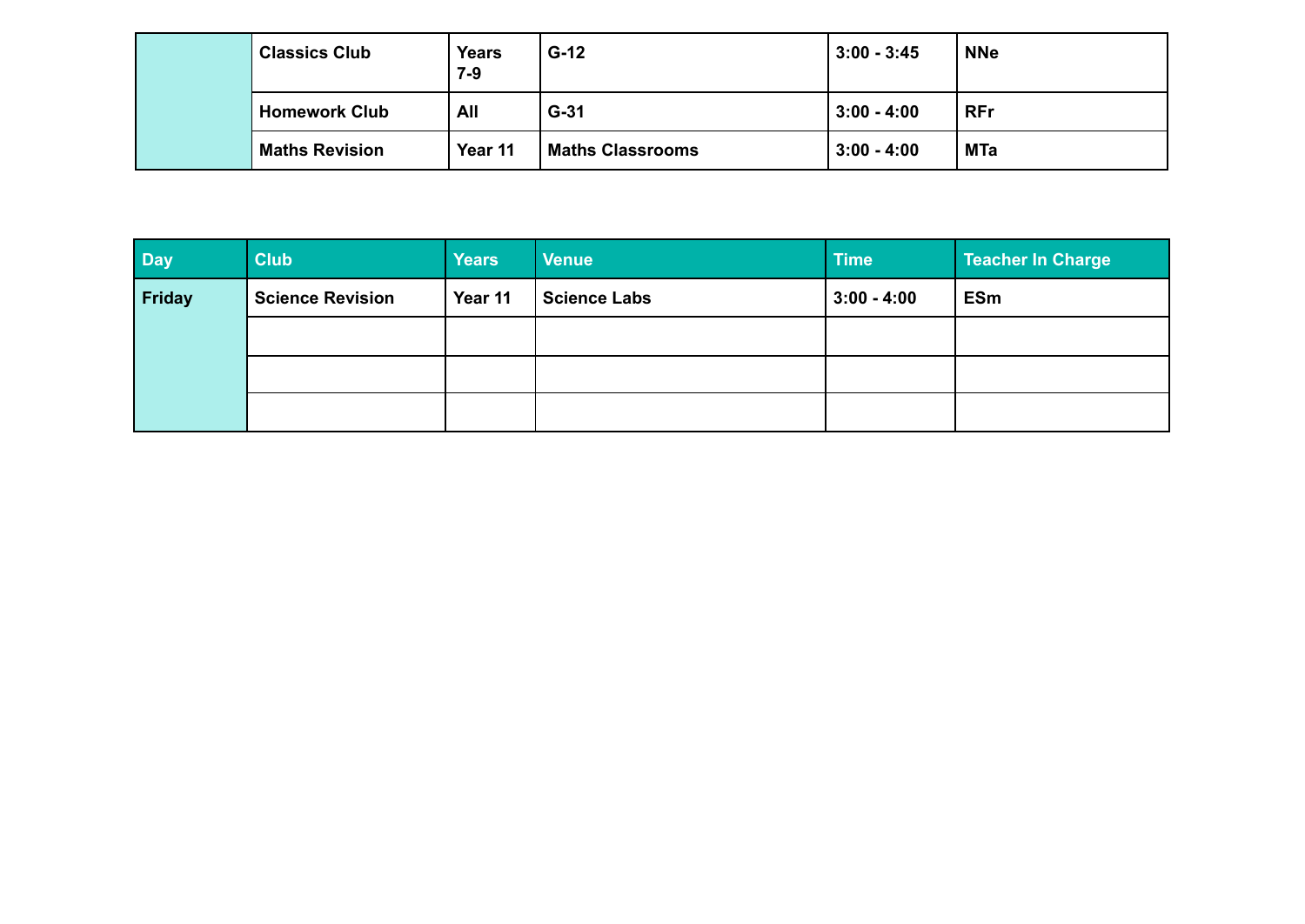| | | | | | |
|---|---|---|---|---|---|
| | Classics Club | Years 7-9 | G-12 | 3:00 - 3:45 | NNe |
| | Homework Club | All | G-31 | 3:00 - 4:00 | RFr |
| | Maths Revision | Year 11 | Maths Classrooms | 3:00 - 4:00 | MTa |

| Day | Club | Years | Venue | Time | Teacher In Charge |
|---|---|---|---|---|---|
| Friday | Science Revision | Year 11 | Science Labs | 3:00 - 4:00 | ESm |
| | | | | | |
| | | | | | |
| | | | | | |